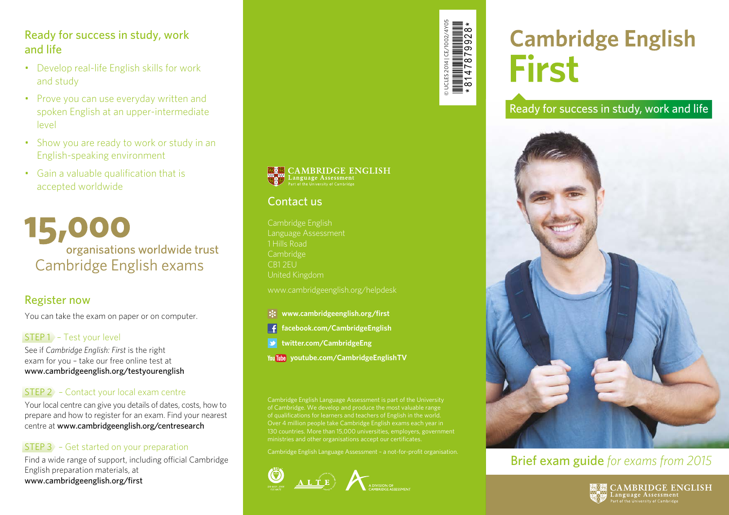## Ready for success in study, work and life

- Develop real-life English skills for work and study
- Prove you can use everyday written and spoken English at an upper-intermediate level
- Show you are ready to work or study in an English-speaking environment
- Gain a valuable qualification that is accepted worldwide

**15,000** organisations worldwide trust Cambridge English exams

## Register now

You can take the exam on paper or on computer.

**STEP 1** – Test your level

See if *Cambridge English: First* is the right exam for you – take our free online test at **www.cambridgeenglish.org/testyourenglish**

**STEP 2** – Contact your local exam centre

Your local centre can give you details of dates, costs, how to prepare and how to register for an exam. Find your nearest centre at **www.cambridgeenglish.org/centresearch**

**STEP 3** – Get started on your preparation

Find a wide range of support, including official Cambridge English preparation materials, at **www.cambridgeenglish.org/first**

CAMBRIDGE ENGLISH Language Assessment
Part of the University of Cambridge

## Contact us

Cambridge English
Language Assessment
1 Hills Road
Cambridge
CB1 2EU
United Kingdom

www.cambridgeenglish.org/helpdesk

- **www.cambridgeenglish.org/first**
- **facebook.com/CambridgeEnglish**
- **twitter.com/CambridgeEng**
- **youtube.com/CambridgeEnglishTV**

Cambridge English Language Assessment is part of the University of Cambridge. We develop and produce the most valuable range of qualifications for learners and teachers of English in the world. Over 4 million people take Cambridge English exams each year in 130 countries. More than 15,000 universities, employers, government ministries and other organisations accept our certificates.

Cambridge English Language Assessment – a not-for-profit organisation.

A DIVISION OF CAMBRIDGE ASSESSMENT

© UCLES 2014 | CE/1002/4Y05

*8147879928*

# Cambridge English First

Ready for success in study, work and life

**Brief exam guide** *for exams from 2015*

CAMBRIDGE ENGLISH Language Assessment
Part of the University of Cambridge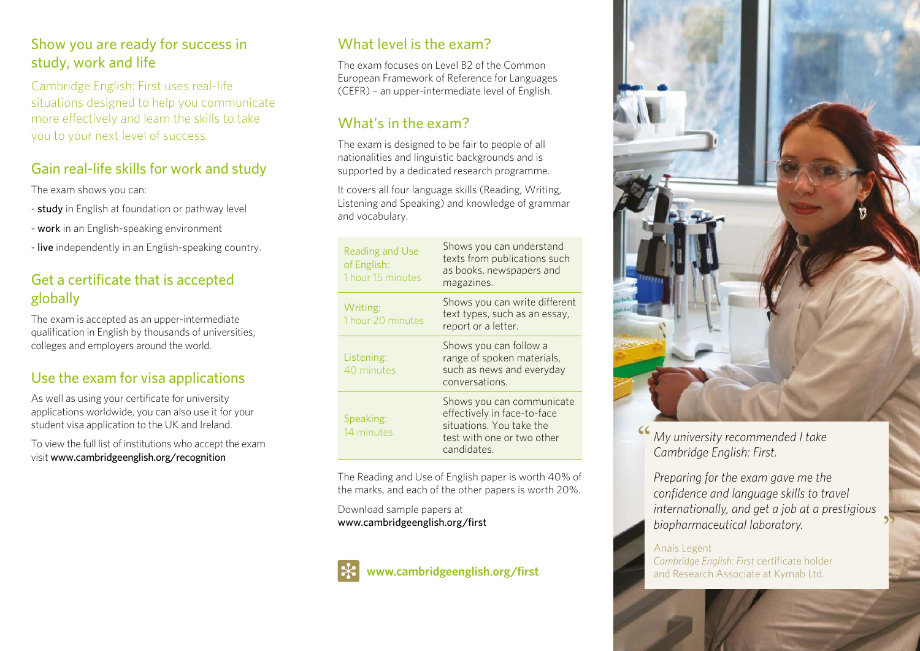## Show you are ready for success in study, work and life

Cambridge English: First uses real-life situations designed to help you communicate more effectively and learn the skills to take you to your next level of success.

## Gain real-life skills for work and study

The exam shows you can:

- **study** in English at foundation or pathway level
- **work** in an English-speaking environment
- **live** independently in an English-speaking country.

## Get a certificate that is accepted globally

The exam is accepted as an upper-intermediate qualification in English by thousands of universities, colleges and employers around the world.

## Use the exam for visa applications

As well as using your certificate for university applications worldwide, you can also use it for your student visa application to the UK and Ireland.

To view the full list of institutions who accept the exam visit www.cambridgeenglish.org/recognition

## What level is the exam?

The exam focuses on Level B2 of the Common European Framework of Reference for Languages (CEFR) – an upper-intermediate level of English.

## What's in the exam?

The exam is designed to be fair to people of all nationalities and linguistic backgrounds and is supported by a dedicated research programme.

It covers all four language skills (Reading, Writing, Listening and Speaking) and knowledge of grammar and vocabulary.

| | |
|---|---|
| Reading and Use of English: 1 hour 15 minutes | Shows you can understand texts from publications such as books, newspapers and magazines. |
| Writing: 1 hour 20 minutes | Shows you can write different text types, such as an essay, report or a letter. |
| Listening: 40 minutes | Shows you can follow a range of spoken materials, such as news and everyday conversations. |
| Speaking: 14 minutes | Shows you can communicate effectively in face-to-face situations. You take the test with one or two other candidates. |

The Reading and Use of English paper is worth 40% of the marks, and each of the other papers is worth 20%.

Download sample papers at www.cambridgeenglish.org/first

**www.cambridgeenglish.org/first**

> *My university recommended I take Cambridge English: First.*
>
> *Preparing for the exam gave me the confidence and language skills to travel internationally, and get a job at a prestigious biopharmaceutical laboratory.*

Anais Legent
*Cambridge English: First* certificate holder and Research Associate at Kymab Ltd.